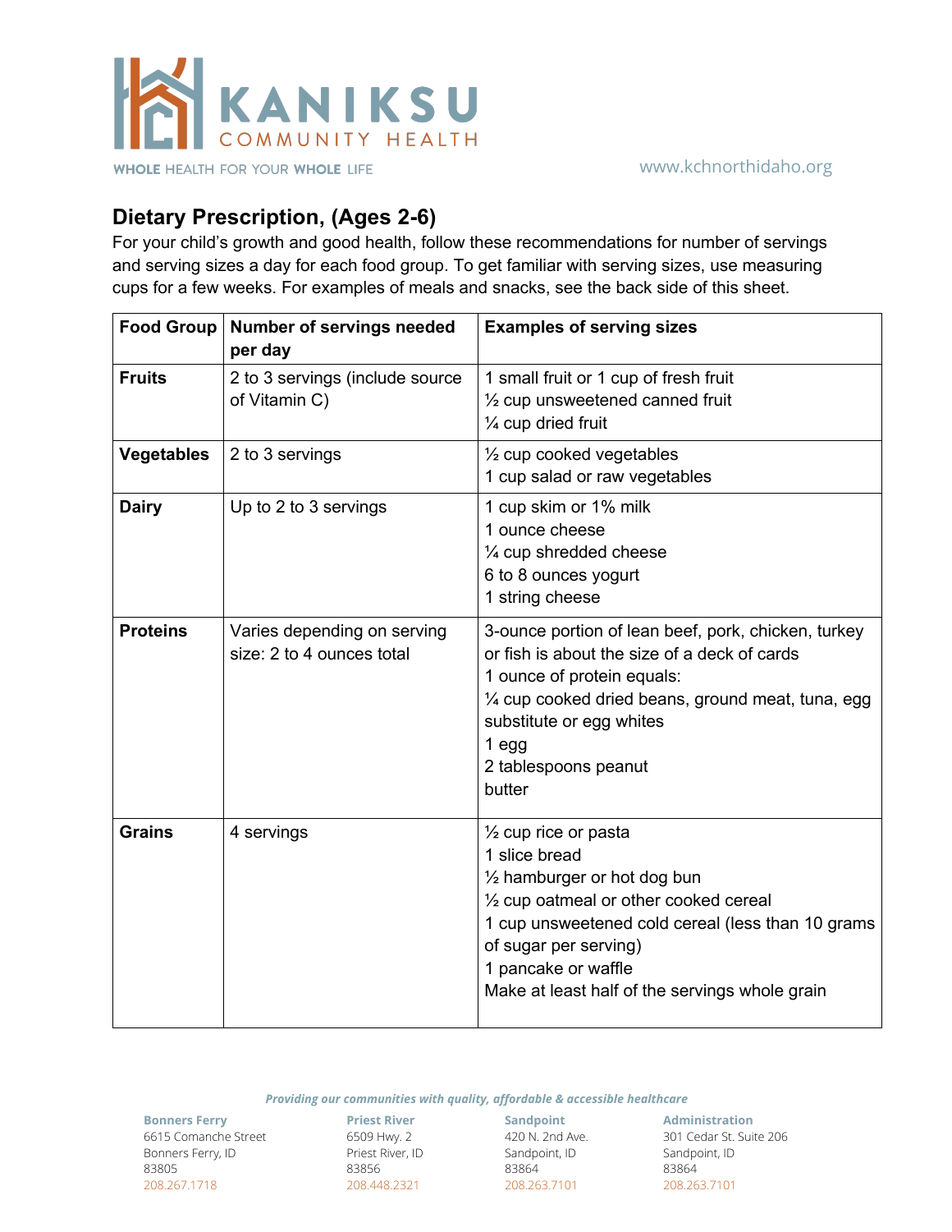KANIKSU COMMUNITY HEALTH

WHOLE HEALTH FOR YOUR WHOLE LIFE

www.kchnorthidaho.org

## Dietary Prescription, (Ages 2-6)

For your child's growth and good health, follow these recommendations for number of servings and serving sizes a day for each food group. To get familiar with serving sizes, use measuring cups for a few weeks. For examples of meals and snacks, see the back side of this sheet.

| Food Group | Number of servings needed per day | Examples of serving sizes |
|---|---|---|
| **Fruits** | 2 to 3 servings (include source of Vitamin C) | 1 small fruit or 1 cup of fresh fruit<br>½ cup unsweetened canned fruit<br>¼ cup dried fruit |
| **Vegetables** | 2 to 3 servings | ½ cup cooked vegetables<br>1 cup salad or raw vegetables |
| **Dairy** | Up to 2 to 3 servings | 1 cup skim or 1% milk<br>1 ounce cheese<br>¼ cup shredded cheese<br>6 to 8 ounces yogurt<br>1 string cheese |
| **Proteins** | Varies depending on serving size: 2 to 4 ounces total | 3-ounce portion of lean beef, pork, chicken, turkey or fish is about the size of a deck of cards<br>1 ounce of protein equals:<br>¼ cup cooked dried beans, ground meat, tuna, egg substitute or egg whites<br>1 egg<br>2 tablespoons peanut butter |
| **Grains** | 4 servings | ½ cup rice or pasta<br>1 slice bread<br>½ hamburger or hot dog bun<br>½ cup oatmeal or other cooked cereal<br>1 cup unsweetened cold cereal (less than 10 grams of sugar per serving)<br>1 pancake or waffle<br>Make at least half of the servings whole grain |

*Providing our communities with quality, affordable & accessible healthcare*

**Bonners Ferry**
6615 Comanche Street
Bonners Ferry, ID
83805
208.267.1718

**Priest River**
6509 Hwy. 2
Priest River, ID
83856
208.448.2321

**Sandpoint**
420 N. 2nd Ave.
Sandpoint, ID
83864
208.263.7101

**Administration**
301 Cedar St. Suite 206
Sandpoint, ID
83864
208.263.7101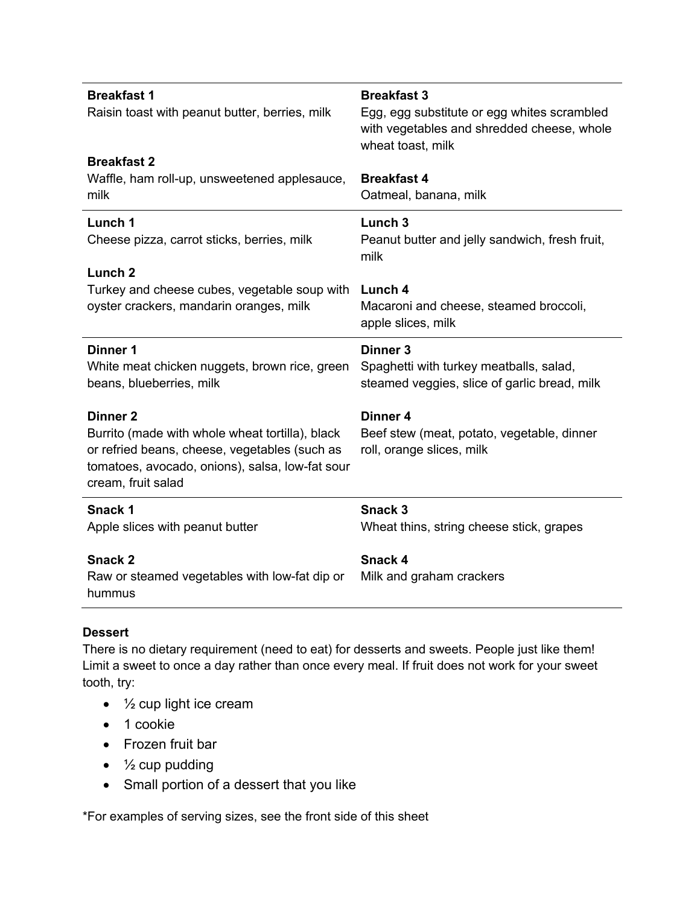**Breakfast 1**
Raisin toast with peanut butter, berries, milk

**Breakfast 2**
Waffle, ham roll-up, unsweetened applesauce, milk

**Breakfast 3**
Egg, egg substitute or egg whites scrambled with vegetables and shredded cheese, whole wheat toast, milk

**Breakfast 4**
Oatmeal, banana, milk

**Lunch 1**
Cheese pizza, carrot sticks, berries, milk

**Lunch 2**
Turkey and cheese cubes, vegetable soup with oyster crackers, mandarin oranges, milk

**Lunch 3**
Peanut butter and jelly sandwich, fresh fruit, milk

**Lunch 4**
Macaroni and cheese, steamed broccoli, apple slices, milk

**Dinner 1**
White meat chicken nuggets, brown rice, green beans, blueberries, milk

**Dinner 2**
Burrito (made with whole wheat tortilla), black or refried beans, cheese, vegetables (such as tomatoes, avocado, onions), salsa, low-fat sour cream, fruit salad

**Dinner 3**
Spaghetti with turkey meatballs, salad, steamed veggies, slice of garlic bread, milk

**Dinner 4**
Beef stew (meat, potato, vegetable, dinner roll, orange slices, milk

**Snack 1**
Apple slices with peanut butter

**Snack 2**
Raw or steamed vegetables with low-fat dip or hummus

**Snack 3**
Wheat thins, string cheese stick, grapes

**Snack 4**
Milk and graham crackers

**Dessert**

There is no dietary requirement (need to eat) for desserts and sweets. People just like them! Limit a sweet to once a day rather than once every meal. If fruit does not work for your sweet tooth, try:

- ½ cup light ice cream
- 1 cookie
- Frozen fruit bar
- ½ cup pudding
- Small portion of a dessert that you like

*For examples of serving sizes, see the front side of this sheet